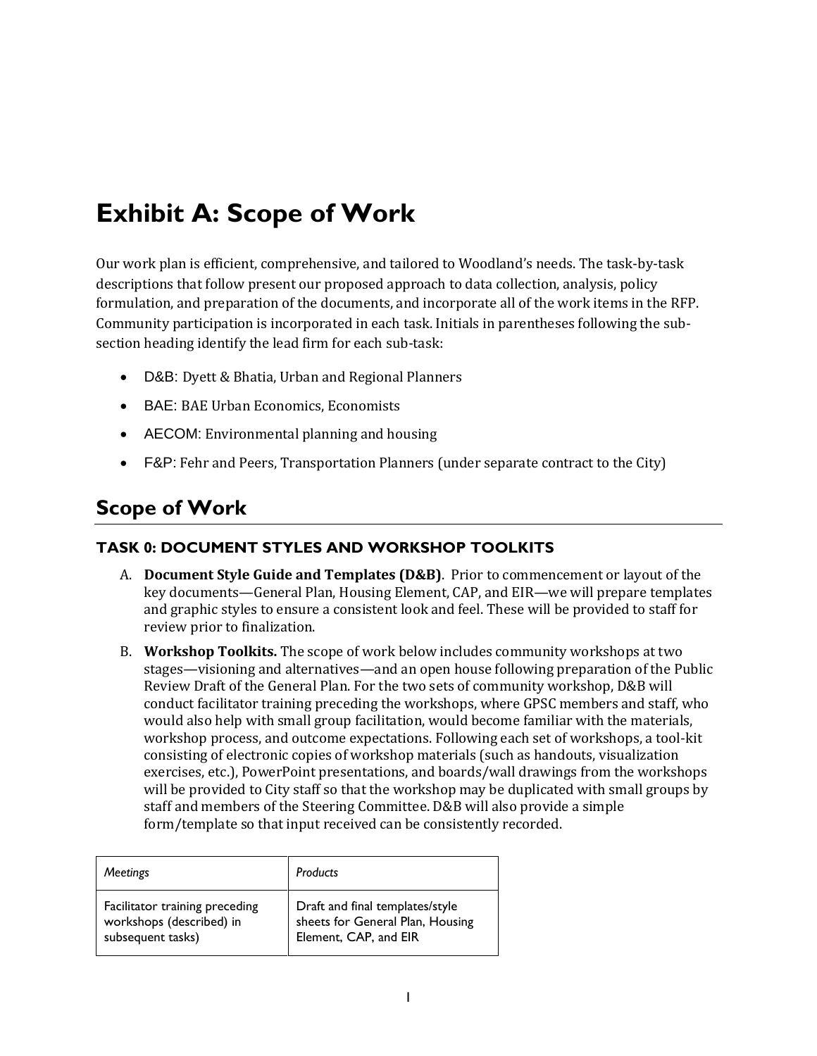# Exhibit A: Scope of Work

Our work plan is efficient, comprehensive, and tailored to Woodland's needs. The task-by-task descriptions that follow present our proposed approach to data collection, analysis, policy formulation, and preparation of the documents, and incorporate all of the work items in the RFP. Community participation is incorporated in each task. Initials in parentheses following the sub-section heading identify the lead firm for each sub-task:

- D&B: Dyett & Bhatia, Urban and Regional Planners
- BAE: BAE Urban Economics, Economists
- AECOM: Environmental planning and housing
- F&P: Fehr and Peers, Transportation Planners (under separate contract to the City)

## Scope of Work

### TASK 0: DOCUMENT STYLES AND WORKSHOP TOOLKITS

A. **Document Style Guide and Templates (D&B)**. Prior to commencement or layout of the key documents—General Plan, Housing Element, CAP, and EIR—we will prepare templates and graphic styles to ensure a consistent look and feel. These will be provided to staff for review prior to finalization.

B. **Workshop Toolkits.** The scope of work below includes community workshops at two stages—visioning and alternatives—and an open house following preparation of the Public Review Draft of the General Plan. For the two sets of community workshop, D&B will conduct facilitator training preceding the workshops, where GPSC members and staff, who would also help with small group facilitation, would become familiar with the materials, workshop process, and outcome expectations. Following each set of workshops, a tool-kit consisting of electronic copies of workshop materials (such as handouts, visualization exercises, etc.), PowerPoint presentations, and boards/wall drawings from the workshops will be provided to City staff so that the workshop may be duplicated with small groups by staff and members of the Steering Committee. D&B will also provide a simple form/template so that input received can be consistently recorded.

| *Meetings* | *Products* |
| --- | --- |
| Facilitator training preceding workshops (described) in subsequent tasks) | Draft and final templates/style sheets for General Plan, Housing Element, CAP, and EIR |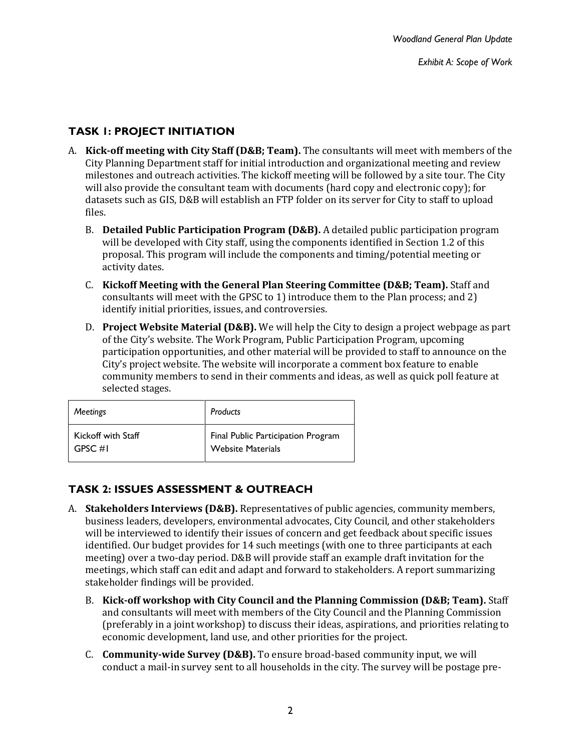## TASK 1: PROJECT INITIATION

A. **Kick-off meeting with City Staff (D&B; Team).** The consultants will meet with members of the City Planning Department staff for initial introduction and organizational meeting and review milestones and outreach activities. The kickoff meeting will be followed by a site tour. The City will also provide the consultant team with documents (hard copy and electronic copy); for datasets such as GIS, D&B will establish an FTP folder on its server for City to staff to upload files.

B. **Detailed Public Participation Program (D&B).** A detailed public participation program will be developed with City staff, using the components identified in Section 1.2 of this proposal. This program will include the components and timing/potential meeting or activity dates.

C. **Kickoff Meeting with the General Plan Steering Committee (D&B; Team).** Staff and consultants will meet with the GPSC to 1) introduce them to the Plan process; and 2) identify initial priorities, issues, and controversies.

D. **Project Website Material (D&B).** We will help the City to design a project webpage as part of the City's website. The Work Program, Public Participation Program, upcoming participation opportunities, and other material will be provided to staff to announce on the City's project website. The website will incorporate a comment box feature to enable community members to send in their comments and ideas, as well as quick poll feature at selected stages.

| *Meetings* | *Products* |
|---|---|
| Kickoff with Staff<br>GPSC #1 | Final Public Participation Program<br>Website Materials |

## TASK 2: ISSUES ASSESSMENT & OUTREACH

A. **Stakeholders Interviews (D&B).** Representatives of public agencies, community members, business leaders, developers, environmental advocates, City Council, and other stakeholders will be interviewed to identify their issues of concern and get feedback about specific issues identified. Our budget provides for 14 such meetings (with one to three participants at each meeting) over a two-day period. D&B will provide staff an example draft invitation for the meetings, which staff can edit and adapt and forward to stakeholders. A report summarizing stakeholder findings will be provided.

B. **Kick-off workshop with City Council and the Planning Commission (D&B; Team).** Staff and consultants will meet with members of the City Council and the Planning Commission (preferably in a joint workshop) to discuss their ideas, aspirations, and priorities relating to economic development, land use, and other priorities for the project.

C. **Community-wide Survey (D&B).** To ensure broad-based community input, we will conduct a mail-in survey sent to all households in the city. The survey will be postage pre-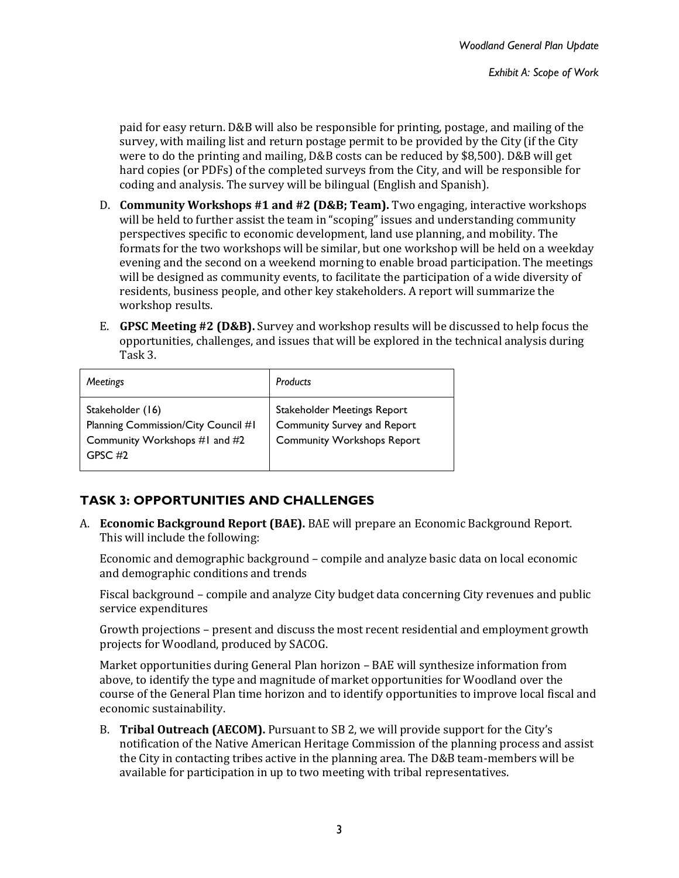paid for easy return. D&B will also be responsible for printing, postage, and mailing of the survey, with mailing list and return postage permit to be provided by the City (if the City were to do the printing and mailing, D&B costs can be reduced by $8,500). D&B will get hard copies (or PDFs) of the completed surveys from the City, and will be responsible for coding and analysis. The survey will be bilingual (English and Spanish).

D. **Community Workshops #1 and #2 (D&B; Team).** Two engaging, interactive workshops will be held to further assist the team in "scoping" issues and understanding community perspectives specific to economic development, land use planning, and mobility. The formats for the two workshops will be similar, but one workshop will be held on a weekday evening and the second on a weekend morning to enable broad participation. The meetings will be designed as community events, to facilitate the participation of a wide diversity of residents, business people, and other key stakeholders. A report will summarize the workshop results.

E. **GPSC Meeting #2 (D&B).** Survey and workshop results will be discussed to help focus the opportunities, challenges, and issues that will be explored in the technical analysis during Task 3.

| *Meetings* | *Products* |
|---|---|
| Stakeholder (16)<br>Planning Commission/City Council #1<br>Community Workshops #1 and #2<br>GPSC #2 | Stakeholder Meetings Report<br>Community Survey and Report<br>Community Workshops Report |

## TASK 3: OPPORTUNITIES AND CHALLENGES

A. **Economic Background Report (BAE).** BAE will prepare an Economic Background Report. This will include the following:

Economic and demographic background – compile and analyze basic data on local economic and demographic conditions and trends

Fiscal background – compile and analyze City budget data concerning City revenues and public service expenditures

Growth projections – present and discuss the most recent residential and employment growth projects for Woodland, produced by SACOG.

Market opportunities during General Plan horizon – BAE will synthesize information from above, to identify the type and magnitude of market opportunities for Woodland over the course of the General Plan time horizon and to identify opportunities to improve local fiscal and economic sustainability.

B. **Tribal Outreach (AECOM).** Pursuant to SB 2, we will provide support for the City's notification of the Native American Heritage Commission of the planning process and assist the City in contacting tribes active in the planning area. The D&B team-members will be available for participation in up to two meeting with tribal representatives.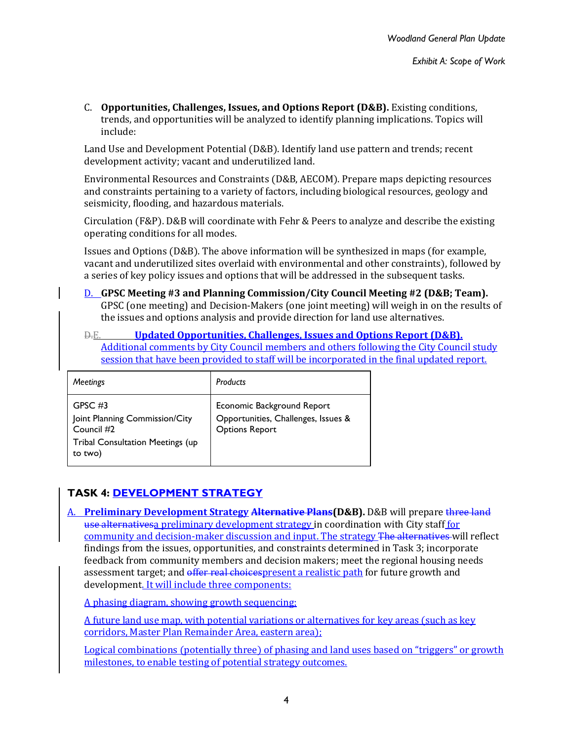C. **Opportunities, Challenges, Issues, and Options Report (D&B).** Existing conditions, trends, and opportunities will be analyzed to identify planning implications. Topics will include:

Land Use and Development Potential (D&B). Identify land use pattern and trends; recent development activity; vacant and underutilized land.

Environmental Resources and Constraints (D&B, AECOM). Prepare maps depicting resources and constraints pertaining to a variety of factors, including biological resources, geology and seismicity, flooding, and hazardous materials.

Circulation (F&P). D&B will coordinate with Fehr & Peers to analyze and describe the existing operating conditions for all modes.

Issues and Options (D&B). The above information will be synthesized in maps (for example, vacant and underutilized sites overlaid with environmental and other constraints), followed by a series of key policy issues and options that will be addressed in the subsequent tasks.

D. **GPSC Meeting #3 and Planning Commission/City Council Meeting #2 (D&B; Team).** GPSC (one meeting) and Decision-Makers (one joint meeting) will weigh in on the results of the issues and options analysis and provide direction for land use alternatives.

~~D.~~E. **Updated Opportunities, Challenges, Issues and Options Report (D&B).** Additional comments by City Council members and others following the City Council study session that have been provided to staff will be incorporated in the final updated report.

| *Meetings* | *Products* |
|---|---|
| GPSC #3<br>Joint Planning Commission/City Council #2<br>Tribal Consultation Meetings (up to two) | Economic Background Report<br>Opportunities, Challenges, Issues & Options Report |

## TASK 4: DEVELOPMENT STRATEGY

A. **Preliminary Development Strategy ~~Alternative Plans~~(D&B).** D&B will prepare ~~three land use alternatives~~a preliminary development strategy in coordination with City staff for community and decision-maker discussion and input. The strategy ~~The alternatives~~ will reflect findings from the issues, opportunities, and constraints determined in Task 3; incorporate feedback from community members and decision makers; meet the regional housing needs assessment target; and ~~offer real choices~~present a realistic path for future growth and development. It will include three components:

A phasing diagram, showing growth sequencing;

A future land use map, with potential variations or alternatives for key areas (such as key corridors, Master Plan Remainder Area, eastern area);

Logical combinations (potentially three) of phasing and land uses based on "triggers" or growth milestones, to enable testing of potential strategy outcomes.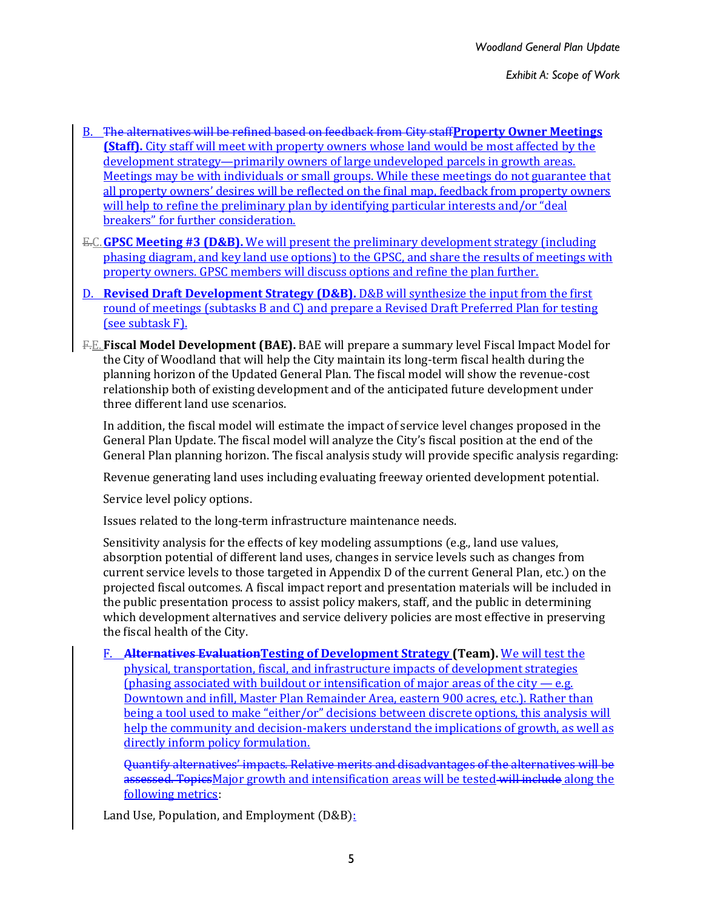B. ~~The alternatives will be refined based on feedback from City staff~~**Property Owner Meetings (Staff).** City staff will meet with property owners whose land would be most affected by the development strategy—primarily owners of large undeveloped parcels in growth areas. Meetings may be with individuals or small groups. While these meetings do not guarantee that all property owners' desires will be reflected on the final map, feedback from property owners will help to refine the preliminary plan by identifying particular interests and/or "deal breakers" for further consideration.

~~E.~~C. **GPSC Meeting #3 (D&B).** We will present the preliminary development strategy (including phasing diagram, and key land use options) to the GPSC, and share the results of meetings with property owners. GPSC members will discuss options and refine the plan further.

D. **Revised Draft Development Strategy (D&B).** D&B will synthesize the input from the first round of meetings (subtasks B and C) and prepare a Revised Draft Preferred Plan for testing (see subtask F).

~~F.~~E. **Fiscal Model Development (BAE).** BAE will prepare a summary level Fiscal Impact Model for the City of Woodland that will help the City maintain its long-term fiscal health during the planning horizon of the Updated General Plan. The fiscal model will show the revenue-cost relationship both of existing development and of the anticipated future development under three different land use scenarios.

In addition, the fiscal model will estimate the impact of service level changes proposed in the General Plan Update. The fiscal model will analyze the City's fiscal position at the end of the General Plan planning horizon. The fiscal analysis study will provide specific analysis regarding:

Revenue generating land uses including evaluating freeway oriented development potential.

Service level policy options.

Issues related to the long-term infrastructure maintenance needs.

Sensitivity analysis for the effects of key modeling assumptions (e.g., land use values, absorption potential of different land uses, changes in service levels such as changes from current service levels to those targeted in Appendix D of the current General Plan, etc.) on the projected fiscal outcomes. A fiscal impact report and presentation materials will be included in the public presentation process to assist policy makers, staff, and the public in determining which development alternatives and service delivery policies are most effective in preserving the fiscal health of the City.

F. ~~**Alternatives Evaluation**~~**Testing of Development Strategy (Team).** We will test the physical, transportation, fiscal, and infrastructure impacts of development strategies (phasing associated with buildout or intensification of major areas of the city — e.g. Downtown and infill, Master Plan Remainder Area, eastern 900 acres, etc.). Rather than being a tool used to make "either/or" decisions between discrete options, this analysis will help the community and decision-makers understand the implications of growth, as well as directly inform policy formulation.

~~Quantify alternatives' impacts. Relative merits and disadvantages of the alternatives will be assessed. Topics~~Major growth and intensification areas will be tested ~~will include~~ along the following metrics:

Land Use, Population, and Employment (D&B):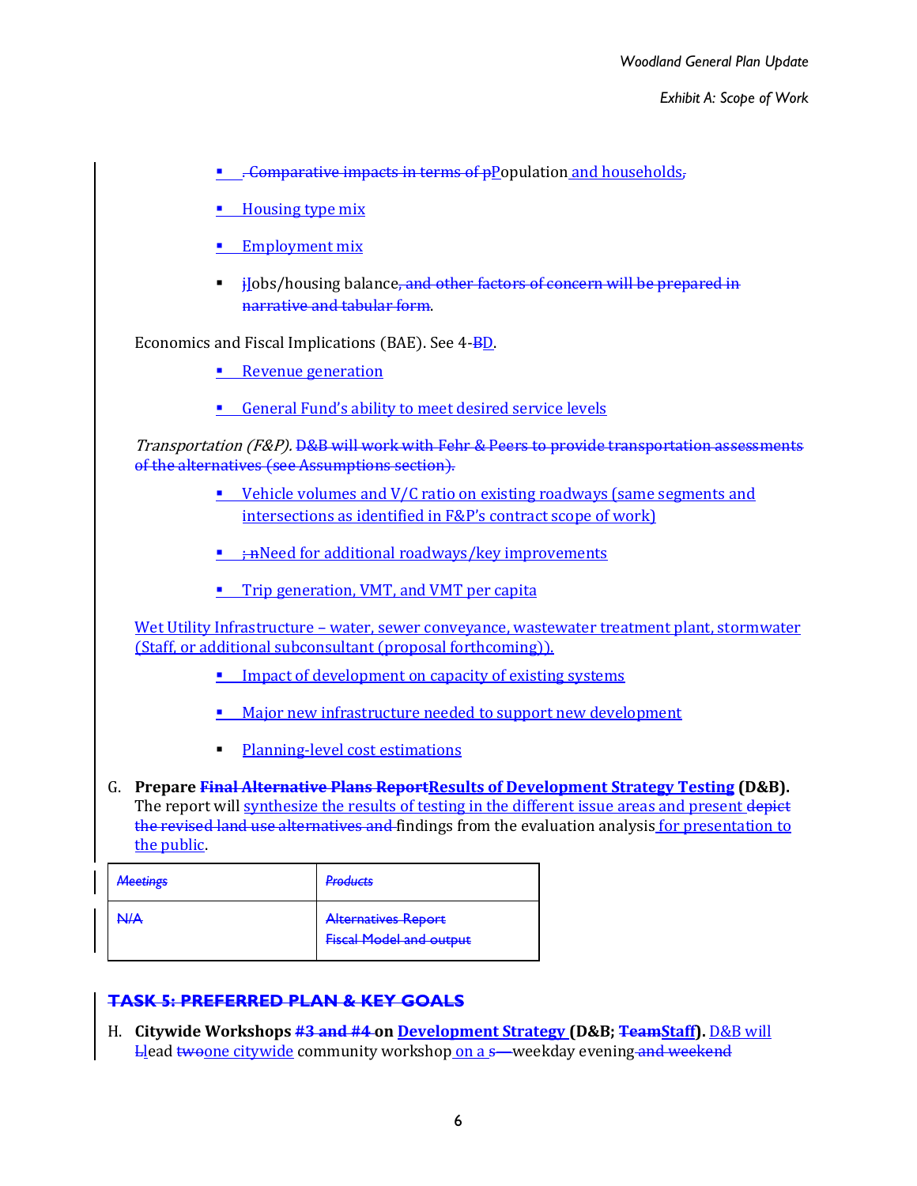- . Comparative impacts in terms of pPopulation and households,
- Housing type mix
- Employment mix
- jJobs/housing balance, and other factors of concern will be prepared in narrative and tabular form.

Economics and Fiscal Implications (BAE). See 4-BD.

- Revenue generation
- General Fund's ability to meet desired service levels

*Transportation (F&P).* D&B will work with Fehr & Peers to provide transportation assessments of the alternatives (see Assumptions section).

- Vehicle volumes and V/C ratio on existing roadways (same segments and intersections as identified in F&P's contract scope of work)
- ; nNeed for additional roadways/key improvements
- Trip generation, VMT, and VMT per capita

Wet Utility Infrastructure – water, sewer conveyance, wastewater treatment plant, stormwater (Staff, or additional subconsultant (proposal forthcoming)).

- Impact of development on capacity of existing systems
- Major new infrastructure needed to support new development
- Planning-level cost estimations

G. **Prepare Final Alternative Plans ReportResults of Development Strategy Testing (D&B).** The report will synthesize the results of testing in the different issue areas and present depict the revised land use alternatives and findings from the evaluation analysis for presentation to the public.

| *Meetings* | *Products* |
|---|---|
| N/A | Alternatives Report<br>Fiscal Model and output |

## TASK 5: PREFERRED PLAN & KEY GOALS

H. **Citywide Workshops #3 and #4 on Development Strategy (D&B; TeamStaff).** D&B will Llead twoone citywide community workshop on a s—weekday evening and weekend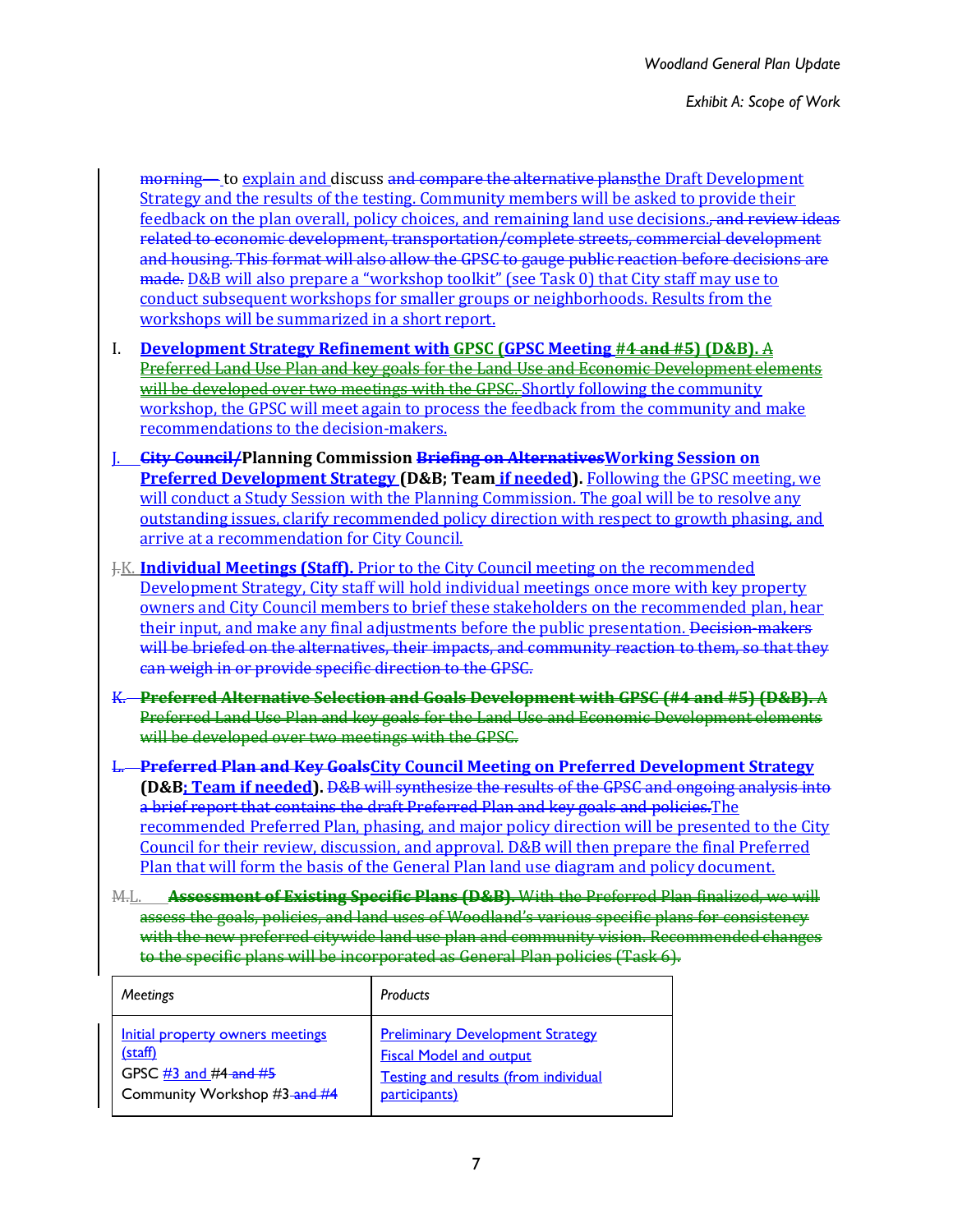~~morning—~~ to explain and discuss ~~and compare the alternative plans~~the Draft Development Strategy and the results of the testing. Community members will be asked to provide their feedback on the plan overall, policy choices, and remaining land use decisions.~~, and review ideas related to economic development, transportation/complete streets, commercial development and housing. This format will also allow the GPSC to gauge public reaction before decisions are made.~~ D&B will also prepare a "workshop toolkit" (see Task 0) that City staff may use to conduct subsequent workshops for smaller groups or neighborhoods. Results from the workshops will be summarized in a short report.

I. **Development Strategy Refinement with GPSC (GPSC Meeting #4 ~~and #5~~) (D&B).** ~~A Preferred Land Use Plan and key goals for the Land Use and Economic Development elements will be developed over two meetings with the GPSC.~~ Shortly following the community workshop, the GPSC will meet again to process the feedback from the community and make recommendations to the decision-makers.

J. **~~City Council/~~Planning Commission ~~Briefing on Alternatives~~Working Session on Preferred Development Strategy (D&B; Team if needed).** Following the GPSC meeting, we will conduct a Study Session with the Planning Commission. The goal will be to resolve any outstanding issues, clarify recommended policy direction with respect to growth phasing, and arrive at a recommendation for City Council.

~~J.~~K. **Individual Meetings (Staff).** Prior to the City Council meeting on the recommended Development Strategy, City staff will hold individual meetings once more with key property owners and City Council members to brief these stakeholders on the recommended plan, hear their input, and make any final adjustments before the public presentation. ~~Decision-makers will be briefed on the alternatives, their impacts, and community reaction to them, so that they can weigh in or provide specific direction to the GPSC.~~

~~K. **Preferred Alternative Selection and Goals Development with GPSC (#4 and #5) (D&B).** A Preferred Land Use Plan and key goals for the Land Use and Economic Development elements will be developed over two meetings with the GPSC.~~

~~L.~~ **~~Preferred Plan and Key Goals~~City Council Meeting on Preferred Development Strategy (D&B; Team if needed).** ~~D&B will synthesize the results of the GPSC and ongoing analysis into a brief report that contains the draft Preferred Plan and key goals and policies.~~The recommended Preferred Plan, phasing, and major policy direction will be presented to the City Council for their review, discussion, and approval. D&B will then prepare the final Preferred Plan that will form the basis of the General Plan land use diagram and policy document.

~~M.~~L. ~~**Assessment of Existing Specific Plans (D&B).** With the Preferred Plan finalized, we will assess the goals, policies, and land uses of Woodland's various specific plans for consistency with the new preferred citywide land use plan and community vision. Recommended changes to the specific plans will be incorporated as General Plan policies (Task 6).~~

| *Meetings* | *Products* |
|---|---|
| Initial property owners meetings (staff)<br>GPSC #3 and #4 ~~and #5~~<br>Community Workshop #3 ~~and #4~~ | Preliminary Development Strategy<br>Fiscal Model and output<br>Testing and results (from individual participants) |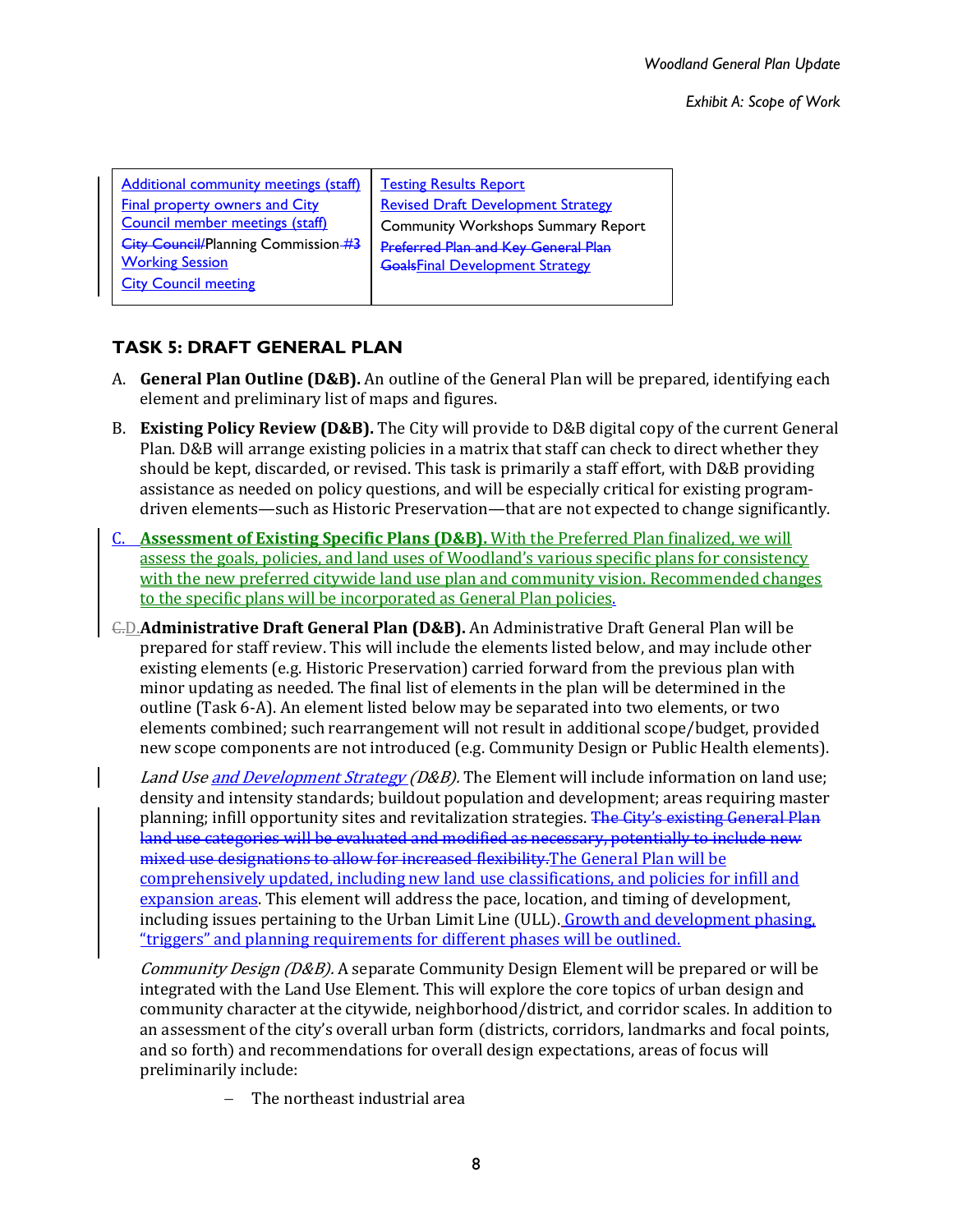| Additional community meetings (staff)<br>Final property owners and City Council member meetings (staff)<br>~~City Council/~~Planning Commission ~~#3~~ Working Session<br>City Council meeting | Testing Results Report<br>Revised Draft Development Strategy<br>Community Workshops Summary Report<br>~~Preferred Plan and Key General Plan Goals~~Final Development Strategy |
|---|---|

## TASK 5: DRAFT GENERAL PLAN

A. **General Plan Outline (D&B).** An outline of the General Plan will be prepared, identifying each element and preliminary list of maps and figures.

B. **Existing Policy Review (D&B).** The City will provide to D&B digital copy of the current General Plan. D&B will arrange existing policies in a matrix that staff can check to direct whether they should be kept, discarded, or revised. This task is primarily a staff effort, with D&B providing assistance as needed on policy questions, and will be especially critical for existing program-driven elements—such as Historic Preservation—that are not expected to change significantly.

C. **Assessment of Existing Specific Plans (D&B).** With the Preferred Plan finalized, we will assess the goals, policies, and land uses of Woodland's various specific plans for consistency with the new preferred citywide land use plan and community vision. Recommended changes to the specific plans will be incorporated as General Plan policies.

~~C.~~D. **Administrative Draft General Plan (D&B).** An Administrative Draft General Plan will be prepared for staff review. This will include the elements listed below, and may include other existing elements (e.g. Historic Preservation) carried forward from the previous plan with minor updating as needed. The final list of elements in the plan will be determined in the outline (Task 6-A). An element listed below may be separated into two elements, or two elements combined; such rearrangement will not result in additional scope/budget, provided new scope components are not introduced (e.g. Community Design or Public Health elements).

*Land Use and Development Strategy (D&B).* The Element will include information on land use; density and intensity standards; buildout population and development; areas requiring master planning; infill opportunity sites and revitalization strategies. ~~The City's existing General Plan land use categories will be evaluated and modified as necessary, potentially to include new mixed use designations to allow for increased flexibility.~~The General Plan will be comprehensively updated, including new land use classifications, and policies for infill and expansion areas. This element will address the pace, location, and timing of development, including issues pertaining to the Urban Limit Line (ULL). Growth and development phasing, "triggers" and planning requirements for different phases will be outlined.

*Community Design (D&B).* A separate Community Design Element will be prepared or will be integrated with the Land Use Element. This will explore the core topics of urban design and community character at the citywide, neighborhood/district, and corridor scales. In addition to an assessment of the city's overall urban form (districts, corridors, landmarks and focal points, and so forth) and recommendations for overall design expectations, areas of focus will preliminarily include:

- The northeast industrial area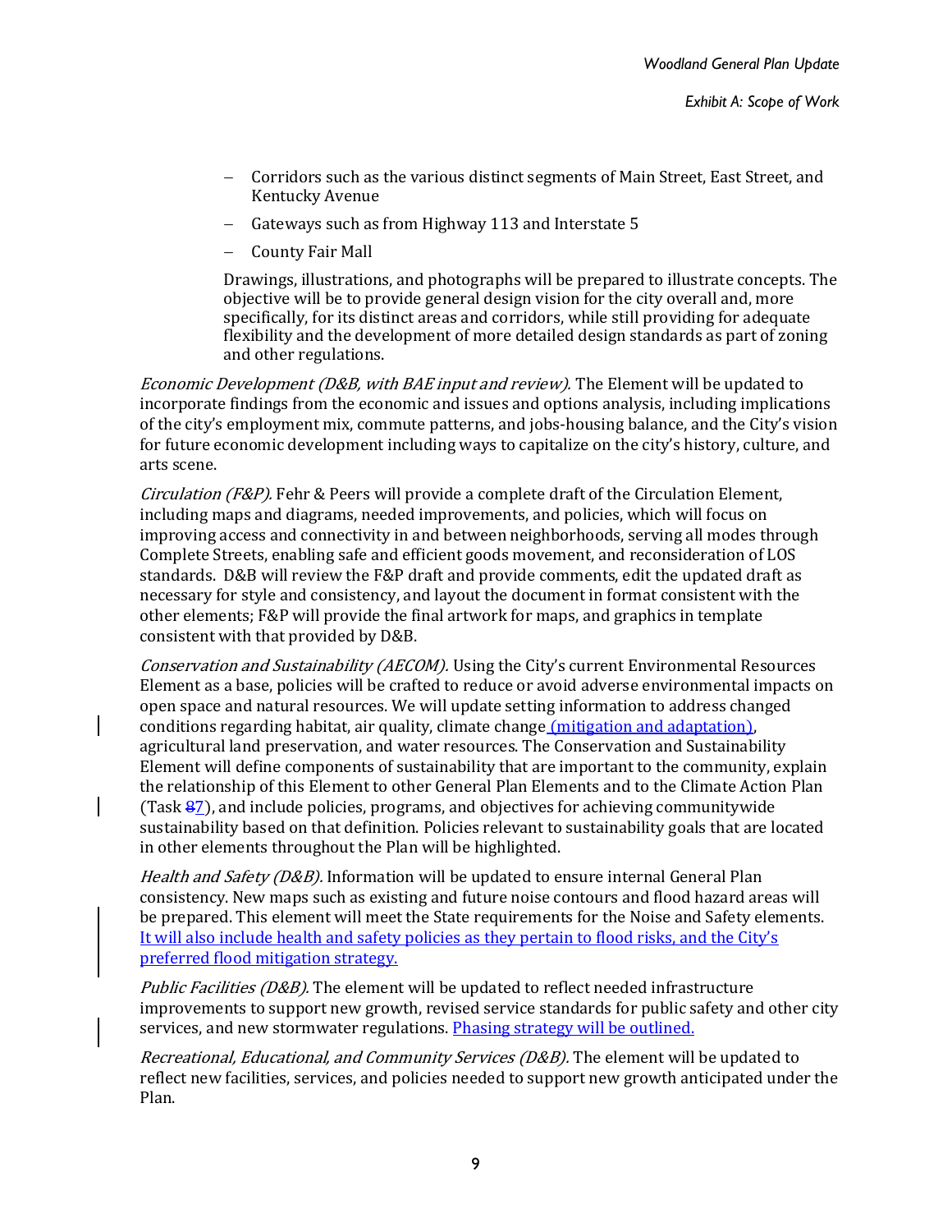- Corridors such as the various distinct segments of Main Street, East Street, and Kentucky Avenue
- Gateways such as from Highway 113 and Interstate 5
- County Fair Mall

Drawings, illustrations, and photographs will be prepared to illustrate concepts. The objective will be to provide general design vision for the city overall and, more specifically, for its distinct areas and corridors, while still providing for adequate flexibility and the development of more detailed design standards as part of zoning and other regulations.

*Economic Development (D&B, with BAE input and review).* The Element will be updated to incorporate findings from the economic and issues and options analysis, including implications of the city's employment mix, commute patterns, and jobs-housing balance, and the City's vision for future economic development including ways to capitalize on the city's history, culture, and arts scene.

*Circulation (F&P).* Fehr & Peers will provide a complete draft of the Circulation Element, including maps and diagrams, needed improvements, and policies, which will focus on improving access and connectivity in and between neighborhoods, serving all modes through Complete Streets, enabling safe and efficient goods movement, and reconsideration of LOS standards. D&B will review the F&P draft and provide comments, edit the updated draft as necessary for style and consistency, and layout the document in format consistent with the other elements; F&P will provide the final artwork for maps, and graphics in template consistent with that provided by D&B.

*Conservation and Sustainability (AECOM).* Using the City's current Environmental Resources Element as a base, policies will be crafted to reduce or avoid adverse environmental impacts on open space and natural resources. We will update setting information to address changed conditions regarding habitat, air quality, climate change (mitigation and adaptation), agricultural land preservation, and water resources. The Conservation and Sustainability Element will define components of sustainability that are important to the community, explain the relationship of this Element to other General Plan Elements and to the Climate Action Plan (Task ~~8~~7), and include policies, programs, and objectives for achieving communitywide sustainability based on that definition. Policies relevant to sustainability goals that are located in other elements throughout the Plan will be highlighted.

*Health and Safety (D&B).* Information will be updated to ensure internal General Plan consistency. New maps such as existing and future noise contours and flood hazard areas will be prepared. This element will meet the State requirements for the Noise and Safety elements. It will also include health and safety policies as they pertain to flood risks, and the City's preferred flood mitigation strategy.

*Public Facilities (D&B).* The element will be updated to reflect needed infrastructure improvements to support new growth, revised service standards for public safety and other city services, and new stormwater regulations. Phasing strategy will be outlined.

*Recreational, Educational, and Community Services (D&B).* The element will be updated to reflect new facilities, services, and policies needed to support new growth anticipated under the Plan.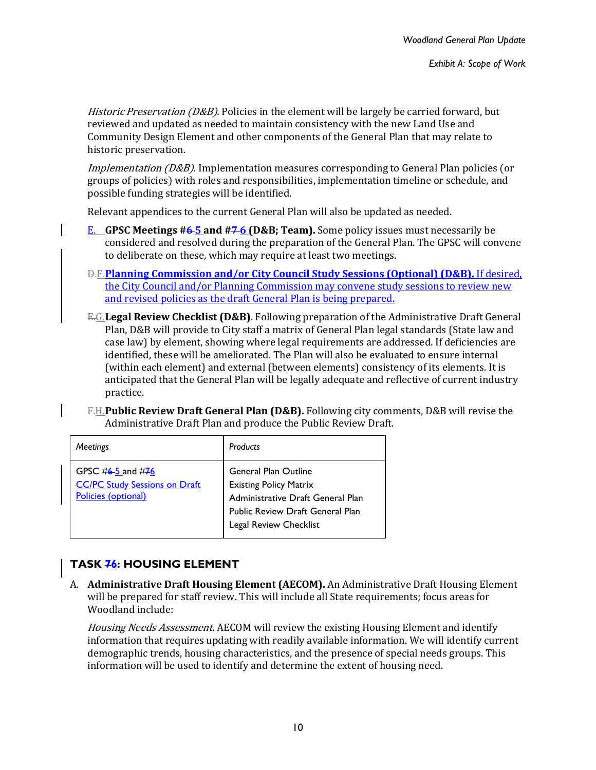*Historic Preservation (D&B).* Policies in the element will be largely be carried forward, but reviewed and updated as needed to maintain consistency with the new Land Use and Community Design Element and other components of the General Plan that may relate to historic preservation.

*Implementation (D&B).* Implementation measures corresponding to General Plan policies (or groups of policies) with roles and responsibilities, implementation timeline or schedule, and possible funding strategies will be identified.

Relevant appendices to the current General Plan will also be updated as needed.

E. **GPSC Meetings #~~6~~ 5 and #~~7~~ 6 (D&B; Team).** Some policy issues must necessarily be considered and resolved during the preparation of the General Plan. The GPSC will convene to deliberate on these, which may require at least two meetings.

~~D.~~F. **Planning Commission and/or City Council Study Sessions (Optional) (D&B).** If desired, the City Council and/or Planning Commission may convene study sessions to review new and revised policies as the draft General Plan is being prepared.

~~E.~~G. **Legal Review Checklist (D&B)**. Following preparation of the Administrative Draft General Plan, D&B will provide to City staff a matrix of General Plan legal standards (State law and case law) by element, showing where legal requirements are addressed. If deficiencies are identified, these will be ameliorated. The Plan will also be evaluated to ensure internal (within each element) and external (between elements) consistency of its elements. It is anticipated that the General Plan will be legally adequate and reflective of current industry practice.

~~F.~~H. **Public Review Draft General Plan (D&B).** Following city comments, D&B will revise the Administrative Draft Plan and produce the Public Review Draft.

| *Meetings* | *Products* |
|---|---|
| GPSC #~~6~~ 5 and #~~7~~6<br>CC/PC Study Sessions on Draft Policies (optional) | General Plan Outline<br>Existing Policy Matrix<br>Administrative Draft General Plan<br>Public Review Draft General Plan<br>Legal Review Checklist |

## TASK ~~7~~6: HOUSING ELEMENT

A. **Administrative Draft Housing Element (AECOM).** An Administrative Draft Housing Element will be prepared for staff review. This will include all State requirements; focus areas for Woodland include:

*Housing Needs Assessment.* AECOM will review the existing Housing Element and identify information that requires updating with readily available information. We will identify current demographic trends, housing characteristics, and the presence of special needs groups. This information will be used to identify and determine the extent of housing need.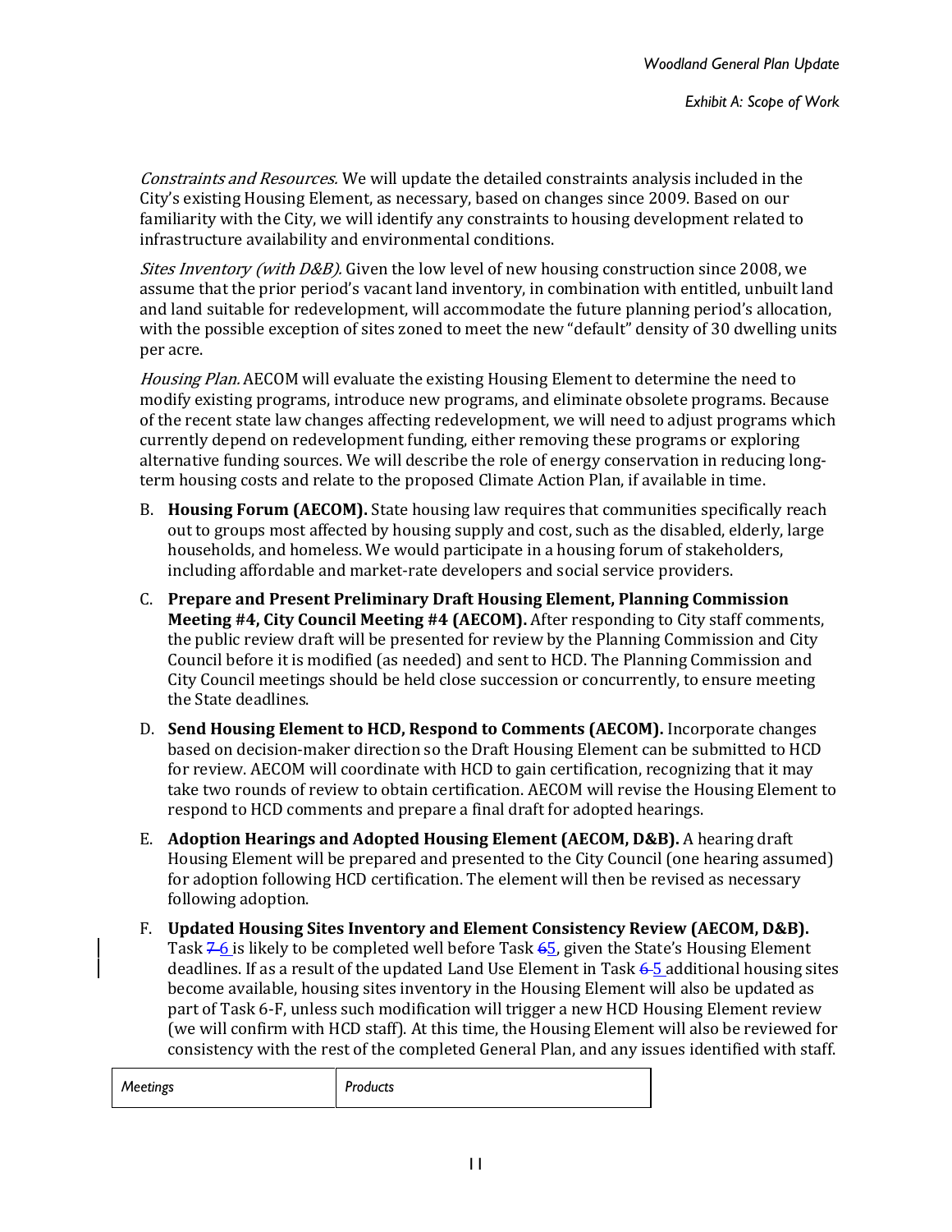*Constraints and Resources.* We will update the detailed constraints analysis included in the City's existing Housing Element, as necessary, based on changes since 2009. Based on our familiarity with the City, we will identify any constraints to housing development related to infrastructure availability and environmental conditions.

*Sites Inventory (with D&B).* Given the low level of new housing construction since 2008, we assume that the prior period's vacant land inventory, in combination with entitled, unbuilt land and land suitable for redevelopment, will accommodate the future planning period's allocation, with the possible exception of sites zoned to meet the new "default" density of 30 dwelling units per acre.

*Housing Plan.* AECOM will evaluate the existing Housing Element to determine the need to modify existing programs, introduce new programs, and eliminate obsolete programs. Because of the recent state law changes affecting redevelopment, we will need to adjust programs which currently depend on redevelopment funding, either removing these programs or exploring alternative funding sources. We will describe the role of energy conservation in reducing long-term housing costs and relate to the proposed Climate Action Plan, if available in time.

B. **Housing Forum (AECOM).** State housing law requires that communities specifically reach out to groups most affected by housing supply and cost, such as the disabled, elderly, large households, and homeless. We would participate in a housing forum of stakeholders, including affordable and market-rate developers and social service providers.

C. **Prepare and Present Preliminary Draft Housing Element, Planning Commission Meeting #4, City Council Meeting #4 (AECOM).** After responding to City staff comments, the public review draft will be presented for review by the Planning Commission and City Council before it is modified (as needed) and sent to HCD. The Planning Commission and City Council meetings should be held close succession or concurrently, to ensure meeting the State deadlines.

D. **Send Housing Element to HCD, Respond to Comments (AECOM).** Incorporate changes based on decision-maker direction so the Draft Housing Element can be submitted to HCD for review. AECOM will coordinate with HCD to gain certification, recognizing that it may take two rounds of review to obtain certification. AECOM will revise the Housing Element to respond to HCD comments and prepare a final draft for adopted hearings.

E. **Adoption Hearings and Adopted Housing Element (AECOM, D&B).** A hearing draft Housing Element will be prepared and presented to the City Council (one hearing assumed) for adoption following HCD certification. The element will then be revised as necessary following adoption.

F. **Updated Housing Sites Inventory and Element Consistency Review (AECOM, D&B).** Task ~~7~~ 6 is likely to be completed well before Task ~~6~~5, given the State's Housing Element deadlines. If as a result of the updated Land Use Element in Task ~~6~~ 5 additional housing sites become available, housing sites inventory in the Housing Element will also be updated as part of Task 6-F, unless such modification will trigger a new HCD Housing Element review (we will confirm with HCD staff). At this time, the Housing Element will also be reviewed for consistency with the rest of the completed General Plan, and any issues identified with staff.

| *Meetings* | *Products* |
|---|---|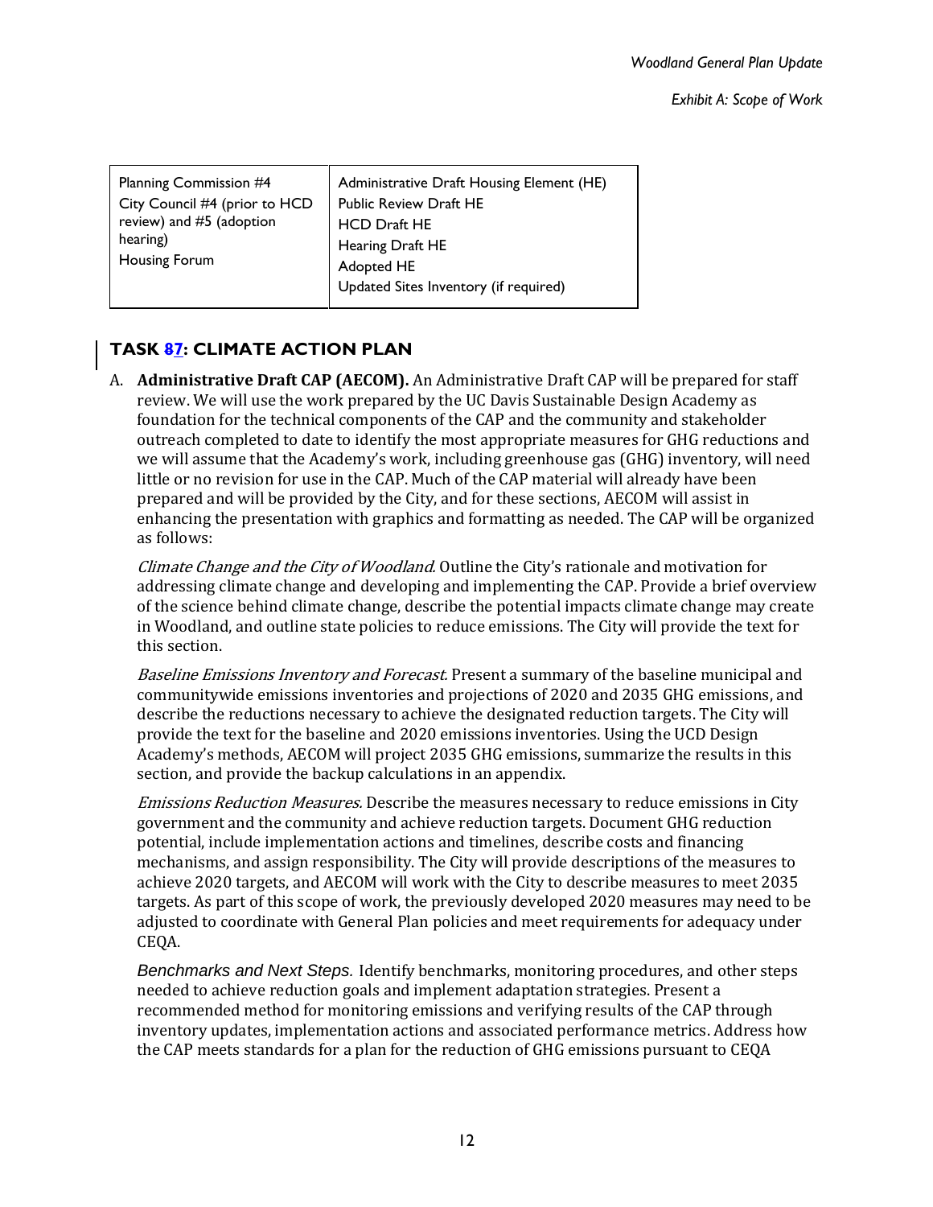| Planning Commission #4<br>City Council #4 (prior to HCD review) and #5 (adoption hearing)<br>Housing Forum | Administrative Draft Housing Element (HE)<br>Public Review Draft HE<br>HCD Draft HE<br>Hearing Draft HE<br>Adopted HE<br>Updated Sites Inventory (if required) |
|---|---|

## TASK 87: CLIMATE ACTION PLAN

A. **Administrative Draft CAP (AECOM).** An Administrative Draft CAP will be prepared for staff review. We will use the work prepared by the UC Davis Sustainable Design Academy as foundation for the technical components of the CAP and the community and stakeholder outreach completed to date to identify the most appropriate measures for GHG reductions and we will assume that the Academy's work, including greenhouse gas (GHG) inventory, will need little or no revision for use in the CAP. Much of the CAP material will already have been prepared and will be provided by the City, and for these sections, AECOM will assist in enhancing the presentation with graphics and formatting as needed. The CAP will be organized as follows:

   *Climate Change and the City of Woodland.* Outline the City's rationale and motivation for addressing climate change and developing and implementing the CAP. Provide a brief overview of the science behind climate change, describe the potential impacts climate change may create in Woodland, and outline state policies to reduce emissions. The City will provide the text for this section.

   *Baseline Emissions Inventory and Forecast.* Present a summary of the baseline municipal and communitywide emissions inventories and projections of 2020 and 2035 GHG emissions, and describe the reductions necessary to achieve the designated reduction targets. The City will provide the text for the baseline and 2020 emissions inventories. Using the UCD Design Academy's methods, AECOM will project 2035 GHG emissions, summarize the results in this section, and provide the backup calculations in an appendix.

   *Emissions Reduction Measures.* Describe the measures necessary to reduce emissions in City government and the community and achieve reduction targets. Document GHG reduction potential, include implementation actions and timelines, describe costs and financing mechanisms, and assign responsibility. The City will provide descriptions of the measures to achieve 2020 targets, and AECOM will work with the City to describe measures to meet 2035 targets. As part of this scope of work, the previously developed 2020 measures may need to be adjusted to coordinate with General Plan policies and meet requirements for adequacy under CEQA.

   *Benchmarks and Next Steps.* Identify benchmarks, monitoring procedures, and other steps needed to achieve reduction goals and implement adaptation strategies. Present a recommended method for monitoring emissions and verifying results of the CAP through inventory updates, implementation actions and associated performance metrics. Address how the CAP meets standards for a plan for the reduction of GHG emissions pursuant to CEQA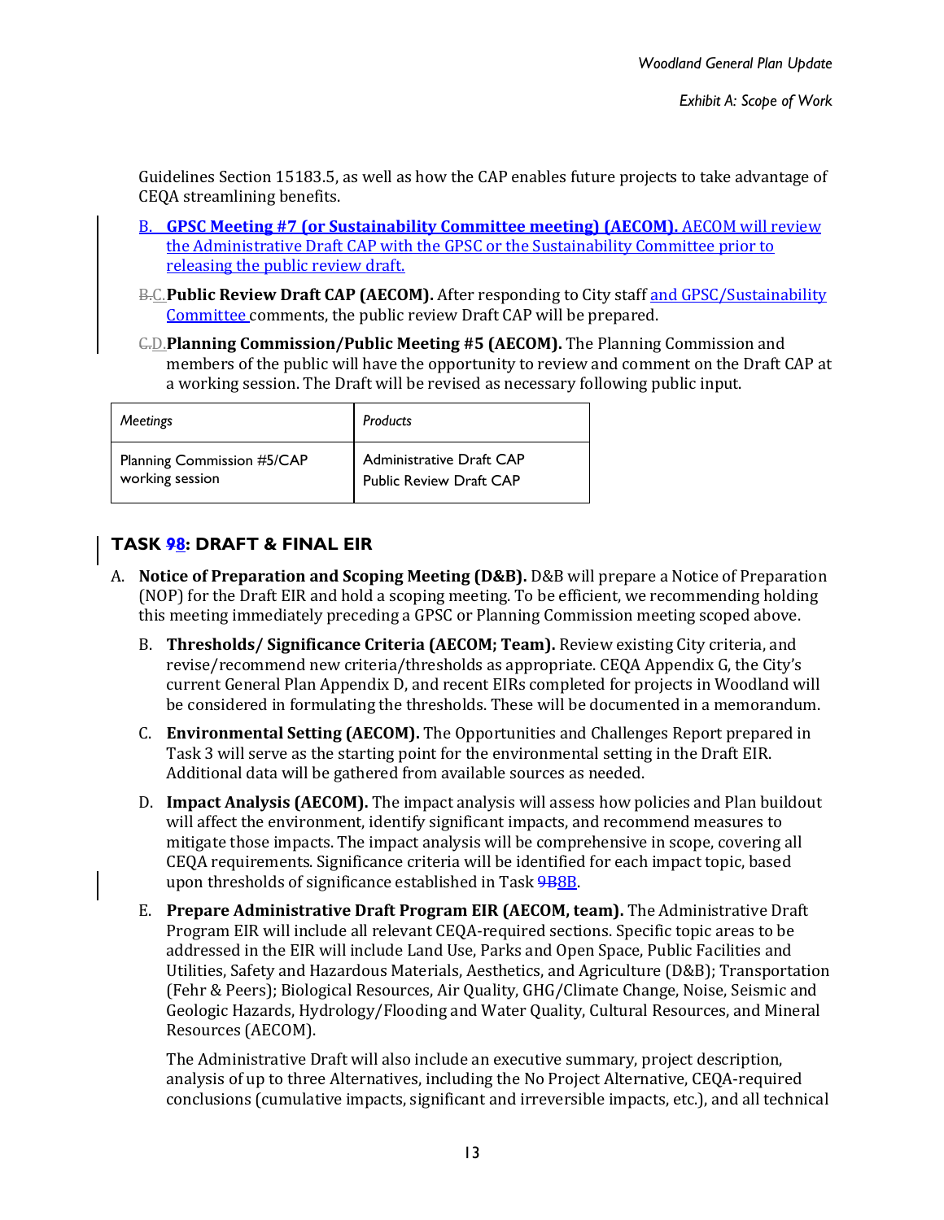Guidelines Section 15183.5, as well as how the CAP enables future projects to take advantage of CEQA streamlining benefits.

B. **GPSC Meeting #7 (or Sustainability Committee meeting) (AECOM).** AECOM will review the Administrative Draft CAP with the GPSC or the Sustainability Committee prior to releasing the public review draft.

~~B.~~C. **Public Review Draft CAP (AECOM).** After responding to City staff and GPSC/Sustainability Committee comments, the public review Draft CAP will be prepared.

~~C.~~D. **Planning Commission/Public Meeting #5 (AECOM).** The Planning Commission and members of the public will have the opportunity to review and comment on the Draft CAP at a working session. The Draft will be revised as necessary following public input.

| *Meetings* | *Products* |
|---|---|
| Planning Commission #5/CAP working session | Administrative Draft CAP<br>Public Review Draft CAP |

## TASK ~~9~~8: DRAFT & FINAL EIR

A. **Notice of Preparation and Scoping Meeting (D&B).** D&B will prepare a Notice of Preparation (NOP) for the Draft EIR and hold a scoping meeting. To be efficient, we recommending holding this meeting immediately preceding a GPSC or Planning Commission meeting scoped above.

B. **Thresholds/ Significance Criteria (AECOM; Team).** Review existing City criteria, and revise/recommend new criteria/thresholds as appropriate. CEQA Appendix G, the City's current General Plan Appendix D, and recent EIRs completed for projects in Woodland will be considered in formulating the thresholds. These will be documented in a memorandum.

C. **Environmental Setting (AECOM).** The Opportunities and Challenges Report prepared in Task 3 will serve as the starting point for the environmental setting in the Draft EIR. Additional data will be gathered from available sources as needed.

D. **Impact Analysis (AECOM).** The impact analysis will assess how policies and Plan buildout will affect the environment, identify significant impacts, and recommend measures to mitigate those impacts. The impact analysis will be comprehensive in scope, covering all CEQA requirements. Significance criteria will be identified for each impact topic, based upon thresholds of significance established in Task ~~9B~~8B.

E. **Prepare Administrative Draft Program EIR (AECOM, team).** The Administrative Draft Program EIR will include all relevant CEQA-required sections. Specific topic areas to be addressed in the EIR will include Land Use, Parks and Open Space, Public Facilities and Utilities, Safety and Hazardous Materials, Aesthetics, and Agriculture (D&B); Transportation (Fehr & Peers); Biological Resources, Air Quality, GHG/Climate Change, Noise, Seismic and Geologic Hazards, Hydrology/Flooding and Water Quality, Cultural Resources, and Mineral Resources (AECOM).

The Administrative Draft will also include an executive summary, project description, analysis of up to three Alternatives, including the No Project Alternative, CEQA-required conclusions (cumulative impacts, significant and irreversible impacts, etc.), and all technical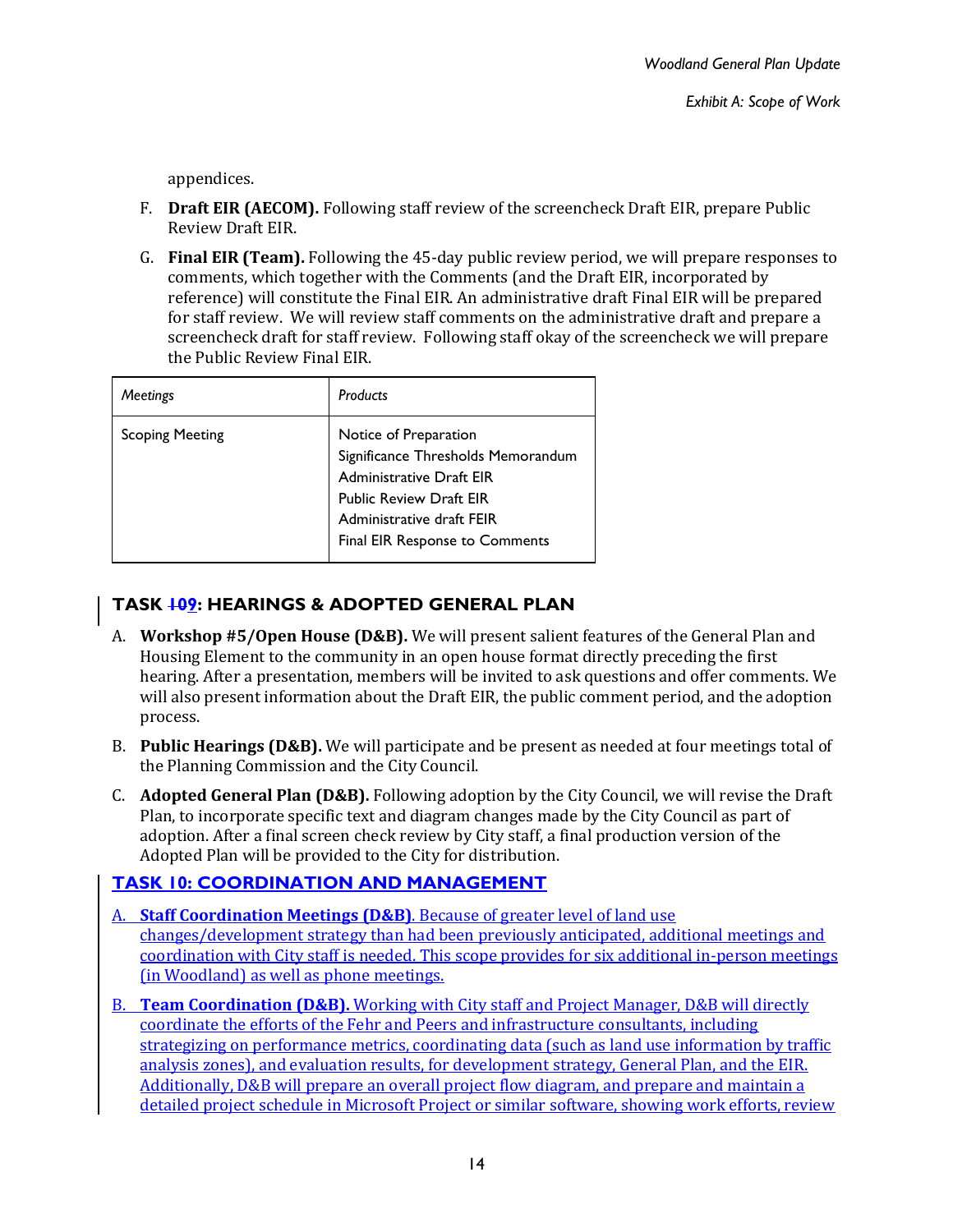appendices.

F. **Draft EIR (AECOM).** Following staff review of the screencheck Draft EIR, prepare Public Review Draft EIR.

G. **Final EIR (Team).** Following the 45-day public review period, we will prepare responses to comments, which together with the Comments (and the Draft EIR, incorporated by reference) will constitute the Final EIR. An administrative draft Final EIR will be prepared for staff review. We will review staff comments on the administrative draft and prepare a screencheck draft for staff review. Following staff okay of the screencheck we will prepare the Public Review Final EIR.

| *Meetings* | *Products* |
|---|---|
| Scoping Meeting | Notice of Preparation<br>Significance Thresholds Memorandum<br>Administrative Draft EIR<br>Public Review Draft EIR<br>Administrative draft FEIR<br>Final EIR Response to Comments |

## TASK ~~10~~9: HEARINGS & ADOPTED GENERAL PLAN

A. **Workshop #5/Open House (D&B).** We will present salient features of the General Plan and Housing Element to the community in an open house format directly preceding the first hearing. After a presentation, members will be invited to ask questions and offer comments. We will also present information about the Draft EIR, the public comment period, and the adoption process.

B. **Public Hearings (D&B).** We will participate and be present as needed at four meetings total of the Planning Commission and the City Council.

C. **Adopted General Plan (D&B).** Following adoption by the City Council, we will revise the Draft Plan, to incorporate specific text and diagram changes made by the City Council as part of adoption. After a final screen check review by City staff, a final production version of the Adopted Plan will be provided to the City for distribution.

## TASK 10: COORDINATION AND MANAGEMENT

A. **Staff Coordination Meetings (D&B)**. Because of greater level of land use changes/development strategy than had been previously anticipated, additional meetings and coordination with City staff is needed. This scope provides for six additional in-person meetings (in Woodland) as well as phone meetings.

B. **Team Coordination (D&B).** Working with City staff and Project Manager, D&B will directly coordinate the efforts of the Fehr and Peers and infrastructure consultants, including strategizing on performance metrics, coordinating data (such as land use information by traffic analysis zones), and evaluation results, for development strategy, General Plan, and the EIR. Additionally, D&B will prepare an overall project flow diagram, and prepare and maintain a detailed project schedule in Microsoft Project or similar software, showing work efforts, review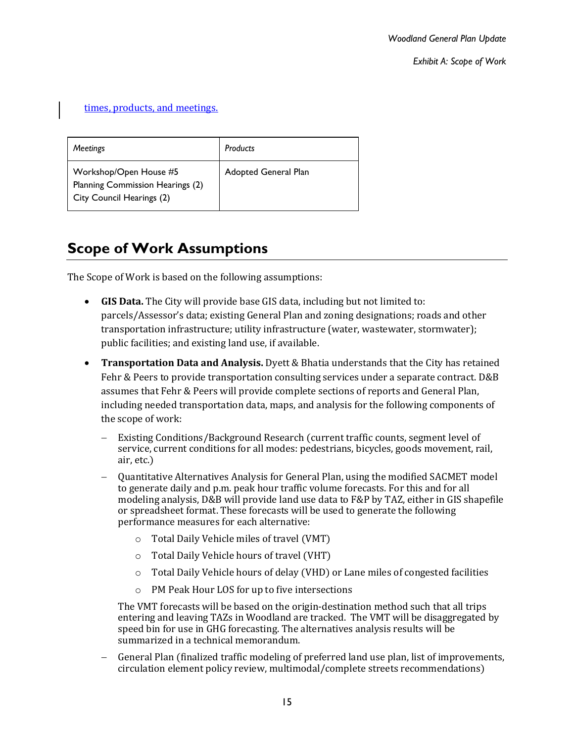times, products, and meetings.

| *Meetings* | *Products* |
| --- | --- |
| Workshop/Open House #5<br>Planning Commission Hearings (2)<br>City Council Hearings (2) | Adopted General Plan |

## Scope of Work Assumptions

The Scope of Work is based on the following assumptions:

- **GIS Data.** The City will provide base GIS data, including but not limited to: parcels/Assessor's data; existing General Plan and zoning designations; roads and other transportation infrastructure; utility infrastructure (water, wastewater, stormwater); public facilities; and existing land use, if available.
- **Transportation Data and Analysis.** Dyett & Bhatia understands that the City has retained Fehr & Peers to provide transportation consulting services under a separate contract. D&B assumes that Fehr & Peers will provide complete sections of reports and General Plan, including needed transportation data, maps, and analysis for the following components of the scope of work:
  - Existing Conditions/Background Research (current traffic counts, segment level of service, current conditions for all modes: pedestrians, bicycles, goods movement, rail, air, etc.)
  - Quantitative Alternatives Analysis for General Plan, using the modified SACMET model to generate daily and p.m. peak hour traffic volume forecasts. For this and for all modeling analysis, D&B will provide land use data to F&P by TAZ, either in GIS shapefile or spreadsheet format. These forecasts will be used to generate the following performance measures for each alternative:
    - Total Daily Vehicle miles of travel (VMT)
    - Total Daily Vehicle hours of travel (VHT)
    - Total Daily Vehicle hours of delay (VHD) or Lane miles of congested facilities
    - PM Peak Hour LOS for up to five intersections

    The VMT forecasts will be based on the origin-destination method such that all trips entering and leaving TAZs in Woodland are tracked. The VMT will be disaggregated by speed bin for use in GHG forecasting. The alternatives analysis results will be summarized in a technical memorandum.
  - General Plan (finalized traffic modeling of preferred land use plan, list of improvements, circulation element policy review, multimodal/complete streets recommendations)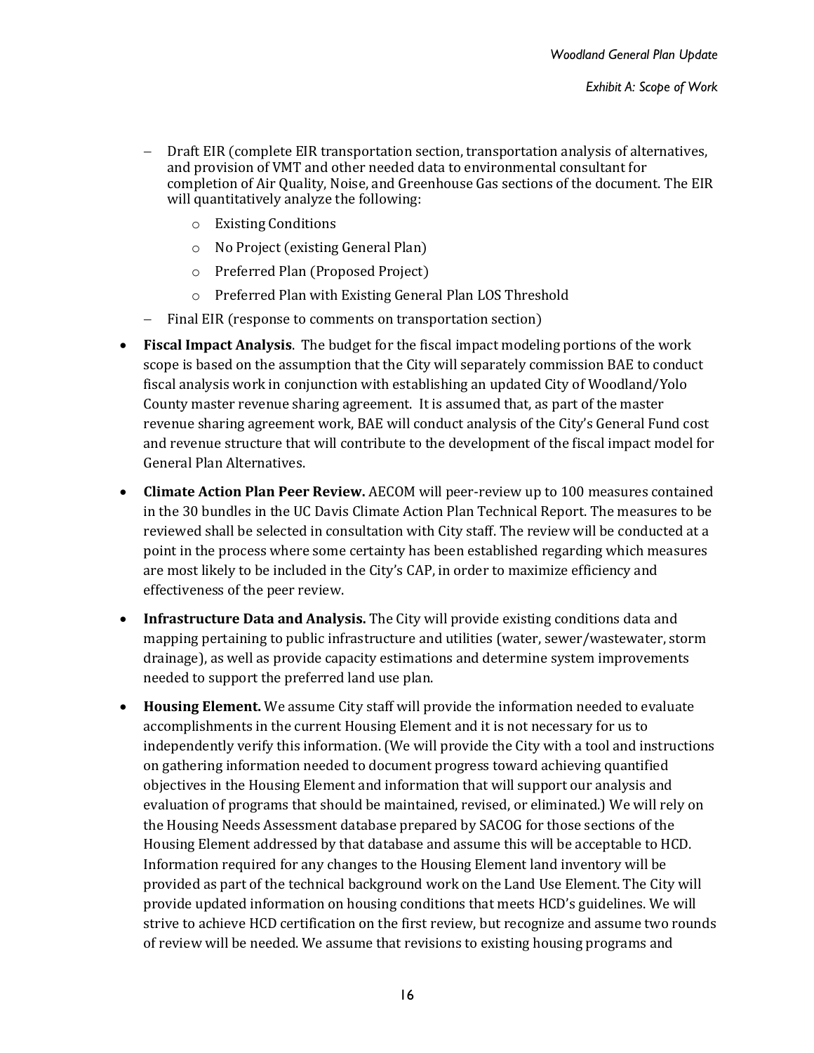- Draft EIR (complete EIR transportation section, transportation analysis of alternatives, and provision of VMT and other needed data to environmental consultant for completion of Air Quality, Noise, and Greenhouse Gas sections of the document. The EIR will quantitatively analyze the following:
    - Existing Conditions
    - No Project (existing General Plan)
    - Preferred Plan (Proposed Project)
    - Preferred Plan with Existing General Plan LOS Threshold
- Final EIR (response to comments on transportation section)

- **Fiscal Impact Analysis**. The budget for the fiscal impact modeling portions of the work scope is based on the assumption that the City will separately commission BAE to conduct fiscal analysis work in conjunction with establishing an updated City of Woodland/Yolo County master revenue sharing agreement. It is assumed that, as part of the master revenue sharing agreement work, BAE will conduct analysis of the City's General Fund cost and revenue structure that will contribute to the development of the fiscal impact model for General Plan Alternatives.

- **Climate Action Plan Peer Review.** AECOM will peer-review up to 100 measures contained in the 30 bundles in the UC Davis Climate Action Plan Technical Report. The measures to be reviewed shall be selected in consultation with City staff. The review will be conducted at a point in the process where some certainty has been established regarding which measures are most likely to be included in the City's CAP, in order to maximize efficiency and effectiveness of the peer review.

- **Infrastructure Data and Analysis.** The City will provide existing conditions data and mapping pertaining to public infrastructure and utilities (water, sewer/wastewater, storm drainage), as well as provide capacity estimations and determine system improvements needed to support the preferred land use plan.

- **Housing Element.** We assume City staff will provide the information needed to evaluate accomplishments in the current Housing Element and it is not necessary for us to independently verify this information. (We will provide the City with a tool and instructions on gathering information needed to document progress toward achieving quantified objectives in the Housing Element and information that will support our analysis and evaluation of programs that should be maintained, revised, or eliminated.) We will rely on the Housing Needs Assessment database prepared by SACOG for those sections of the Housing Element addressed by that database and assume this will be acceptable to HCD. Information required for any changes to the Housing Element land inventory will be provided as part of the technical background work on the Land Use Element. The City will provide updated information on housing conditions that meets HCD's guidelines. We will strive to achieve HCD certification on the first review, but recognize and assume two rounds of review will be needed. We assume that revisions to existing housing programs and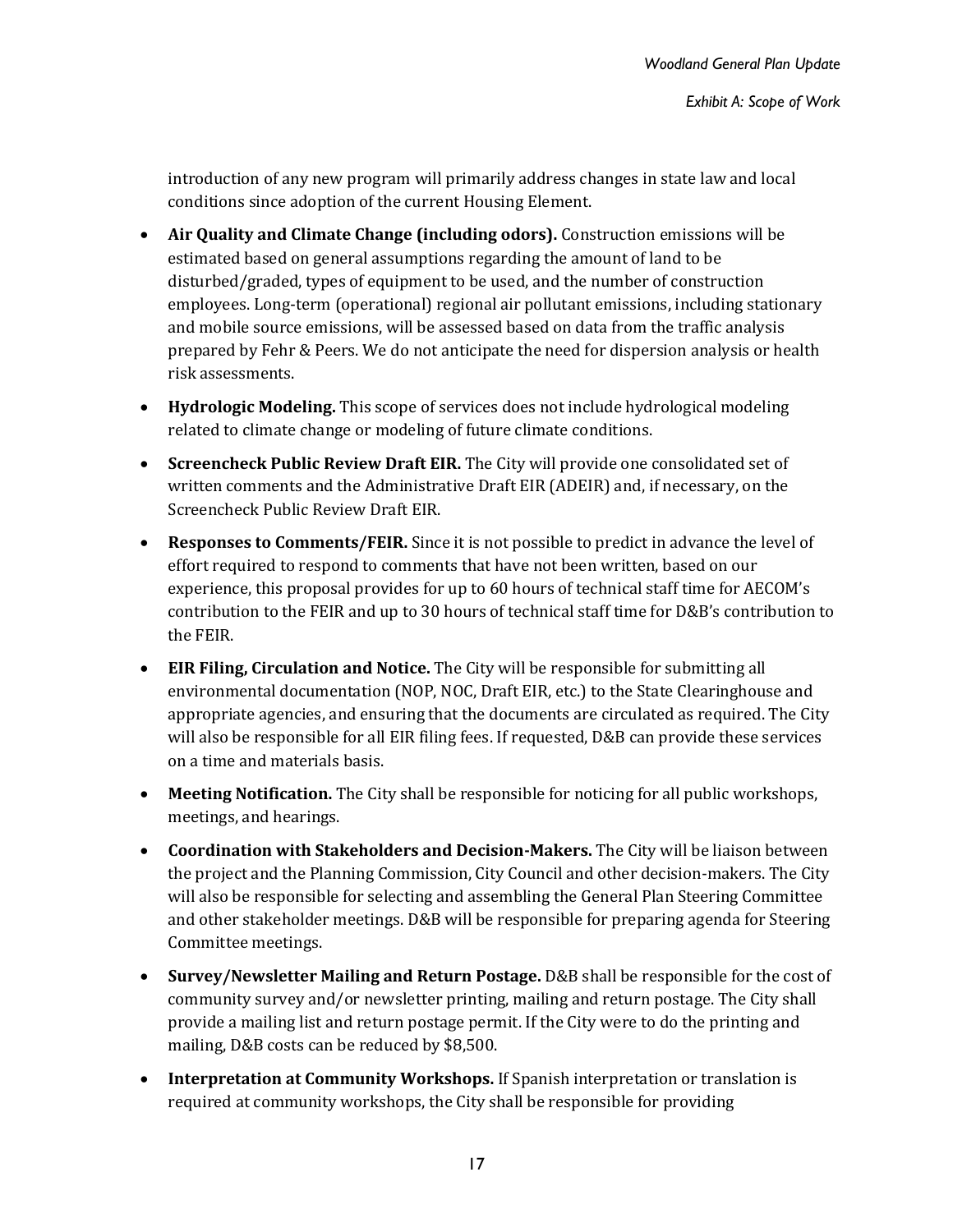introduction of any new program will primarily address changes in state law and local conditions since adoption of the current Housing Element.

- **Air Quality and Climate Change (including odors).** Construction emissions will be estimated based on general assumptions regarding the amount of land to be disturbed/graded, types of equipment to be used, and the number of construction employees. Long-term (operational) regional air pollutant emissions, including stationary and mobile source emissions, will be assessed based on data from the traffic analysis prepared by Fehr & Peers. We do not anticipate the need for dispersion analysis or health risk assessments.
- **Hydrologic Modeling.** This scope of services does not include hydrological modeling related to climate change or modeling of future climate conditions.
- **Screencheck Public Review Draft EIR.** The City will provide one consolidated set of written comments and the Administrative Draft EIR (ADEIR) and, if necessary, on the Screencheck Public Review Draft EIR.
- **Responses to Comments/FEIR.** Since it is not possible to predict in advance the level of effort required to respond to comments that have not been written, based on our experience, this proposal provides for up to 60 hours of technical staff time for AECOM's contribution to the FEIR and up to 30 hours of technical staff time for D&B's contribution to the FEIR.
- **EIR Filing, Circulation and Notice.** The City will be responsible for submitting all environmental documentation (NOP, NOC, Draft EIR, etc.) to the State Clearinghouse and appropriate agencies, and ensuring that the documents are circulated as required. The City will also be responsible for all EIR filing fees. If requested, D&B can provide these services on a time and materials basis.
- **Meeting Notification.** The City shall be responsible for noticing for all public workshops, meetings, and hearings.
- **Coordination with Stakeholders and Decision-Makers.** The City will be liaison between the project and the Planning Commission, City Council and other decision-makers. The City will also be responsible for selecting and assembling the General Plan Steering Committee and other stakeholder meetings. D&B will be responsible for preparing agenda for Steering Committee meetings.
- **Survey/Newsletter Mailing and Return Postage.** D&B shall be responsible for the cost of community survey and/or newsletter printing, mailing and return postage. The City shall provide a mailing list and return postage permit. If the City were to do the printing and mailing, D&B costs can be reduced by $8,500.
- **Interpretation at Community Workshops.** If Spanish interpretation or translation is required at community workshops, the City shall be responsible for providing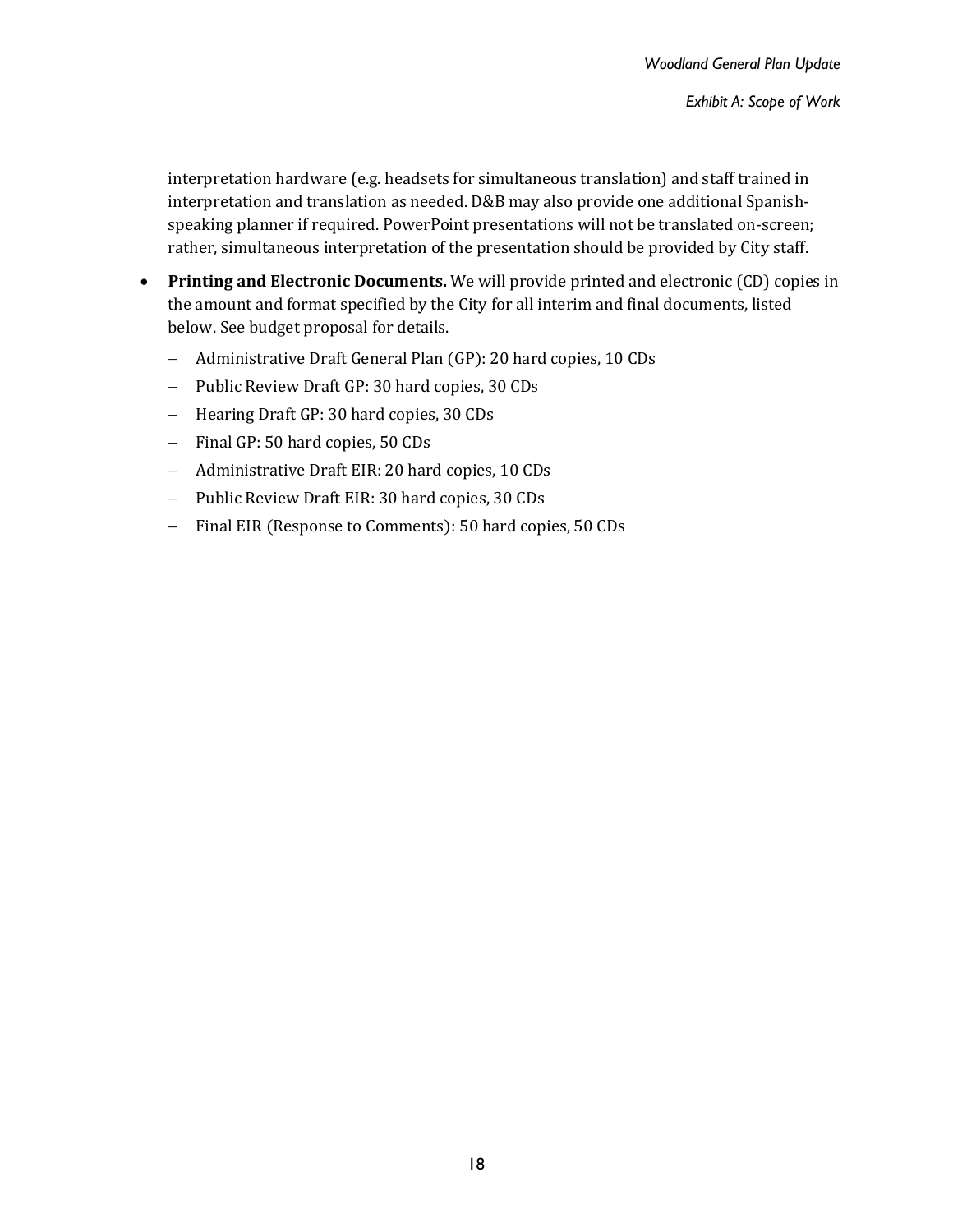interpretation hardware (e.g. headsets for simultaneous translation) and staff trained in interpretation and translation as needed. D&B may also provide one additional Spanish-speaking planner if required. PowerPoint presentations will not be translated on-screen; rather, simultaneous interpretation of the presentation should be provided by City staff.

- **Printing and Electronic Documents.** We will provide printed and electronic (CD) copies in the amount and format specified by the City for all interim and final documents, listed below. See budget proposal for details.
  - Administrative Draft General Plan (GP): 20 hard copies, 10 CDs
  - Public Review Draft GP: 30 hard copies, 30 CDs
  - Hearing Draft GP: 30 hard copies, 30 CDs
  - Final GP: 50 hard copies, 50 CDs
  - Administrative Draft EIR: 20 hard copies, 10 CDs
  - Public Review Draft EIR: 30 hard copies, 30 CDs
  - Final EIR (Response to Comments): 50 hard copies, 50 CDs